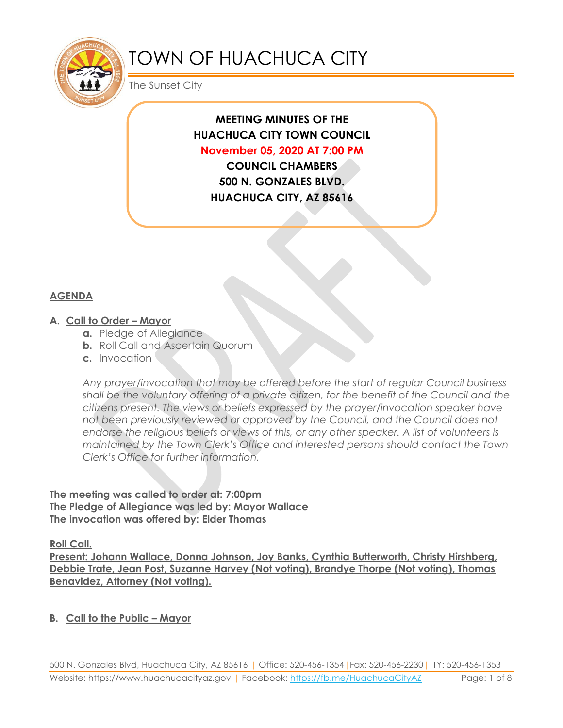# TOWN OF HUACHUCA CITY

The Sunset City

**MEETING MINUTES OF THE**
**HUACHUCA CITY TOWN COUNCIL**
**November 05, 2020 AT 7:00 PM**
**COUNCIL CHAMBERS**
**500 N. GONZALES BLVD.**
**HUACHUCA CITY, AZ 85616**

## AGENDA

### A. Call to Order – Mayor

a. Pledge of Allegiance
b. Roll Call and Ascertain Quorum
c. Invocation

*Any prayer/invocation that may be offered before the start of regular Council business shall be the voluntary offering of a private citizen, for the benefit of the Council and the citizens present. The views or beliefs expressed by the prayer/invocation speaker have not been previously reviewed or approved by the Council, and the Council does not endorse the religious beliefs or views of this, or any other speaker. A list of volunteers is maintained by the Town Clerk's Office and interested persons should contact the Town Clerk's Office for further information.*

**The meeting was called to order at: 7:00pm**
**The Pledge of Allegiance was led by: Mayor Wallace**
**The invocation was offered by: Elder Thomas**

**Roll Call.**
**Present: Johann Wallace, Donna Johnson, Joy Banks, Cynthia Butterworth, Christy Hirshberg, Debbie Trate, Jean Post, Suzanne Harvey (Not voting), Brandye Thorpe (Not voting), Thomas Benavidez, Attorney (Not voting).**

### B. Call to the Public – Mayor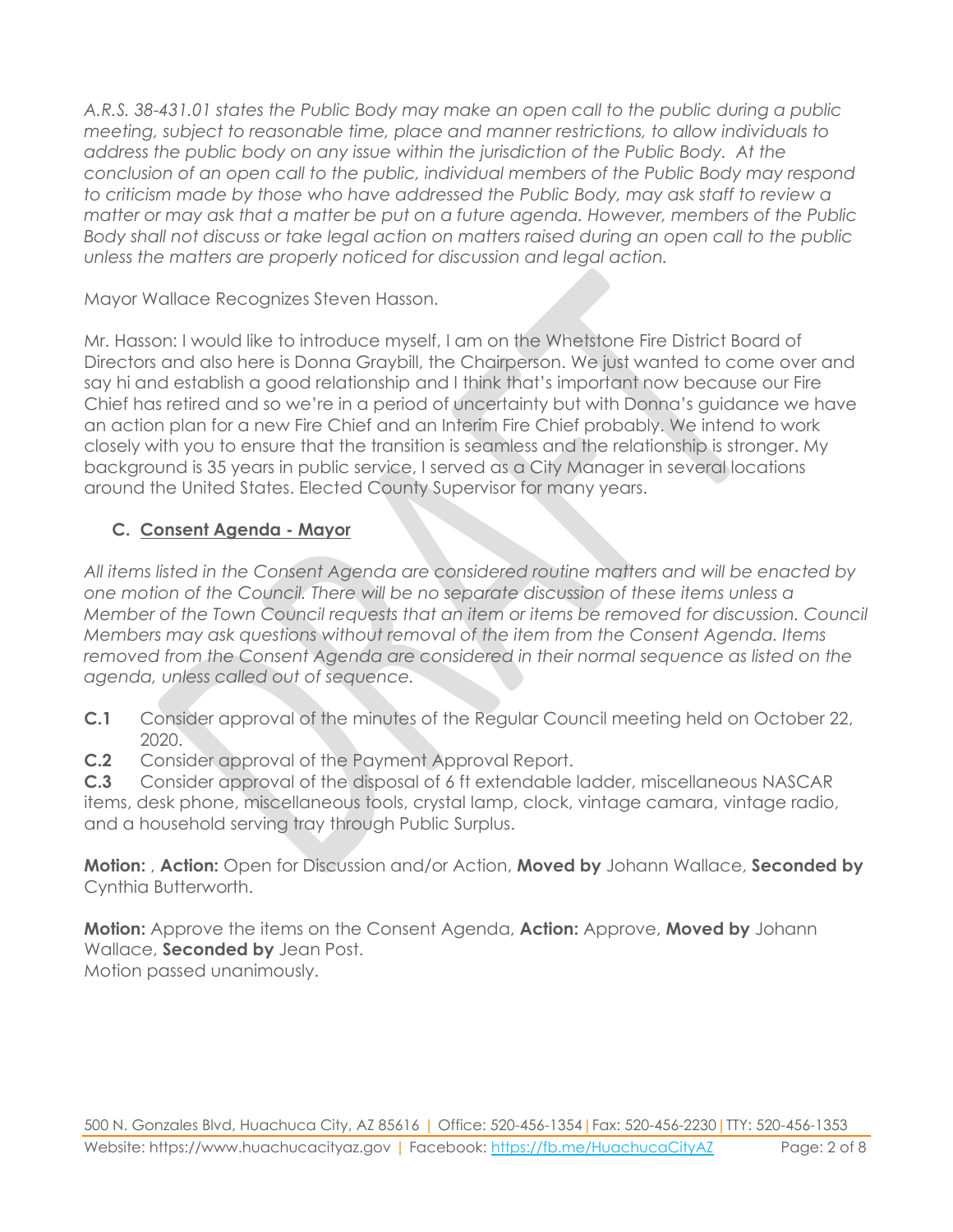*A.R.S. 38-431.01 states the Public Body may make an open call to the public during a public meeting, subject to reasonable time, place and manner restrictions, to allow individuals to address the public body on any issue within the jurisdiction of the Public Body. At the conclusion of an open call to the public, individual members of the Public Body may respond to criticism made by those who have addressed the Public Body, may ask staff to review a matter or may ask that a matter be put on a future agenda. However, members of the Public Body shall not discuss or take legal action on matters raised during an open call to the public unless the matters are properly noticed for discussion and legal action.*

Mayor Wallace Recognizes Steven Hasson.

Mr. Hasson: I would like to introduce myself, I am on the Whetstone Fire District Board of Directors and also here is Donna Graybill, the Chairperson. We just wanted to come over and say hi and establish a good relationship and I think that's important now because our Fire Chief has retired and so we're in a period of uncertainty but with Donna's guidance we have an action plan for a new Fire Chief and an Interim Fire Chief probably. We intend to work closely with you to ensure that the transition is seamless and the relationship is stronger. My background is 35 years in public service, I served as a City Manager in several locations around the United States. Elected County Supervisor for many years.

### C. Consent Agenda - Mayor

*All items listed in the Consent Agenda are considered routine matters and will be enacted by one motion of the Council. There will be no separate discussion of these items unless a Member of the Town Council requests that an item or items be removed for discussion. Council Members may ask questions without removal of the item from the Consent Agenda. Items removed from the Consent Agenda are considered in their normal sequence as listed on the agenda, unless called out of sequence.*

**C.1** Consider approval of the minutes of the Regular Council meeting held on October 22, 2020.

**C.2** Consider approval of the Payment Approval Report.

**C.3** Consider approval of the disposal of 6 ft extendable ladder, miscellaneous NASCAR items, desk phone, miscellaneous tools, crystal lamp, clock, vintage camara, vintage radio, and a household serving tray through Public Surplus.

**Motion:** , **Action:** Open for Discussion and/or Action, **Moved by** Johann Wallace, **Seconded by** Cynthia Butterworth.

**Motion:** Approve the items on the Consent Agenda, **Action:** Approve, **Moved by** Johann Wallace, **Seconded by** Jean Post.
Motion passed unanimously.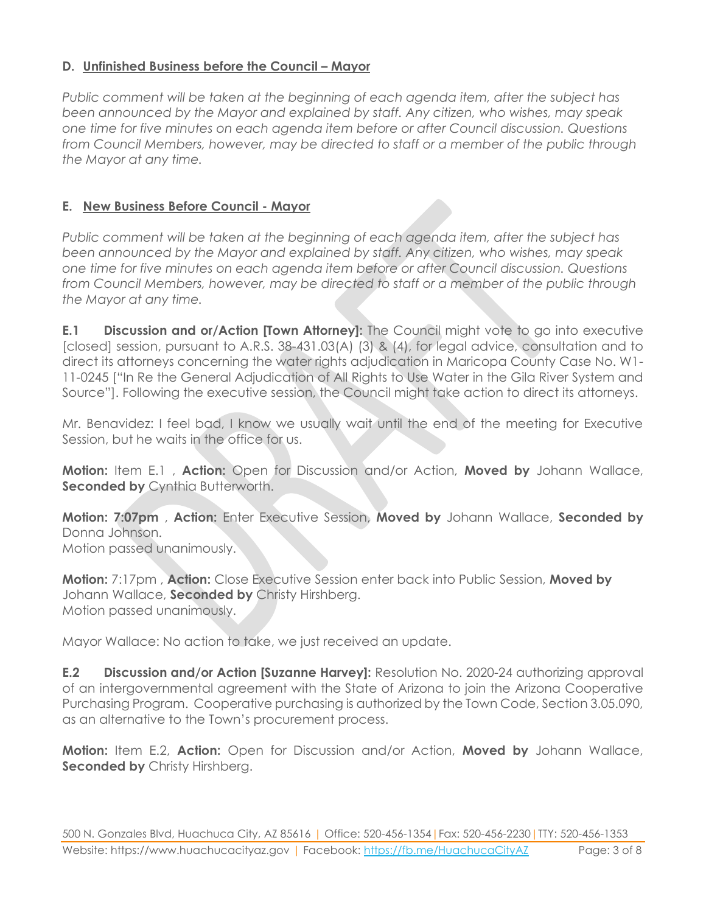### D. Unfinished Business before the Council – Mayor

*Public comment will be taken at the beginning of each agenda item, after the subject has been announced by the Mayor and explained by staff. Any citizen, who wishes, may speak one time for five minutes on each agenda item before or after Council discussion. Questions from Council Members, however, may be directed to staff or a member of the public through the Mayor at any time.*

### E. New Business Before Council - Mayor

*Public comment will be taken at the beginning of each agenda item, after the subject has been announced by the Mayor and explained by staff. Any citizen, who wishes, may speak one time for five minutes on each agenda item before or after Council discussion. Questions from Council Members, however, may be directed to staff or a member of the public through the Mayor at any time.*

**E.1 Discussion and or/Action [Town Attorney]:** The Council might vote to go into executive [closed] session, pursuant to A.R.S. 38-431.03(A) (3) & (4), for legal advice, consultation and to direct its attorneys concerning the water rights adjudication in Maricopa County Case No. W1-11-0245 ["In Re the General Adjudication of All Rights to Use Water in the Gila River System and Source"]. Following the executive session, the Council might take action to direct its attorneys.

Mr. Benavidez: I feel bad, I know we usually wait until the end of the meeting for Executive Session, but he waits in the office for us.

**Motion:** Item E.1 , **Action:** Open for Discussion and/or Action, **Moved by** Johann Wallace, **Seconded by** Cynthia Butterworth.

**Motion: 7:07pm** , **Action:** Enter Executive Session, **Moved by** Johann Wallace, **Seconded by** Donna Johnson.
Motion passed unanimously.

**Motion:** 7:17pm , **Action:** Close Executive Session enter back into Public Session, **Moved by** Johann Wallace, **Seconded by** Christy Hirshberg.
Motion passed unanimously.

Mayor Wallace: No action to take, we just received an update.

**E.2 Discussion and/or Action [Suzanne Harvey]:** Resolution No. 2020-24 authorizing approval of an intergovernmental agreement with the State of Arizona to join the Arizona Cooperative Purchasing Program. Cooperative purchasing is authorized by the Town Code, Section 3.05.090, as an alternative to the Town's procurement process.

**Motion:** Item E.2, **Action:** Open for Discussion and/or Action, **Moved by** Johann Wallace, **Seconded by** Christy Hirshberg.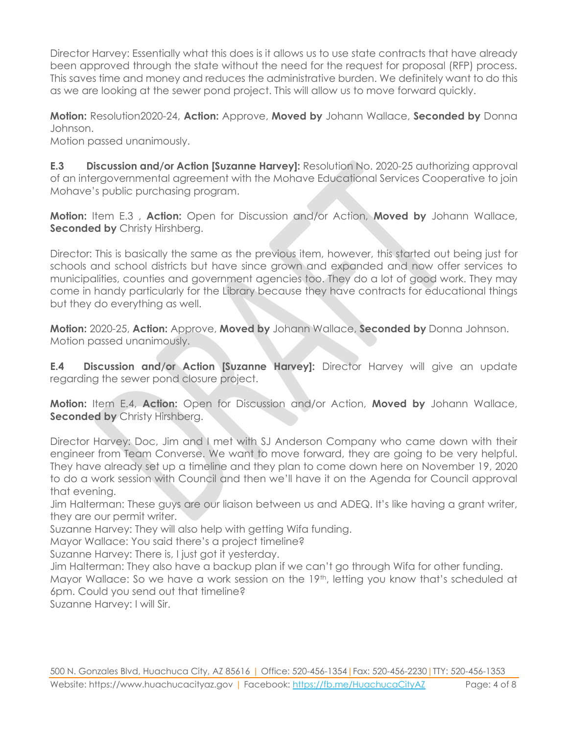Director Harvey: Essentially what this does is it allows us to use state contracts that have already been approved through the state without the need for the request for proposal (RFP) process. This saves time and money and reduces the administrative burden. We definitely want to do this as we are looking at the sewer pond project. This will allow us to move forward quickly.

**Motion:** Resolution2020-24, **Action:** Approve, **Moved by** Johann Wallace, **Seconded by** Donna Johnson.
Motion passed unanimously.

**E.3 Discussion and/or Action [Suzanne Harvey]:** Resolution No. 2020-25 authorizing approval of an intergovernmental agreement with the Mohave Educational Services Cooperative to join Mohave's public purchasing program.

**Motion:** Item E.3 , **Action:** Open for Discussion and/or Action, **Moved by** Johann Wallace, **Seconded by** Christy Hirshberg.

Director: This is basically the same as the previous item, however, this started out being just for schools and school districts but have since grown and expanded and now offer services to municipalities, counties and government agencies too. They do a lot of good work. They may come in handy particularly for the Library because they have contracts for educational things but they do everything as well.

**Motion:** 2020-25, **Action:** Approve, **Moved by** Johann Wallace, **Seconded by** Donna Johnson.
Motion passed unanimously.

**E.4 Discussion and/or Action [Suzanne Harvey]:** Director Harvey will give an update regarding the sewer pond closure project.

**Motion:** Item E.4, **Action:** Open for Discussion and/or Action, **Moved by** Johann Wallace, **Seconded by** Christy Hirshberg.

Director Harvey: Doc, Jim and I met with SJ Anderson Company who came down with their engineer from Team Converse. We want to move forward, they are going to be very helpful. They have already set up a timeline and they plan to come down here on November 19, 2020 to do a work session with Council and then we'll have it on the Agenda for Council approval that evening.
Jim Halterman: These guys are our liaison between us and ADEQ. It's like having a grant writer, they are our permit writer.
Suzanne Harvey: They will also help with getting Wifa funding.
Mayor Wallace: You said there's a project timeline?
Suzanne Harvey: There is, I just got it yesterday.
Jim Halterman: They also have a backup plan if we can't go through Wifa for other funding.
Mayor Wallace: So we have a work session on the 19th, letting you know that's scheduled at 6pm. Could you send out that timeline?
Suzanne Harvey: I will Sir.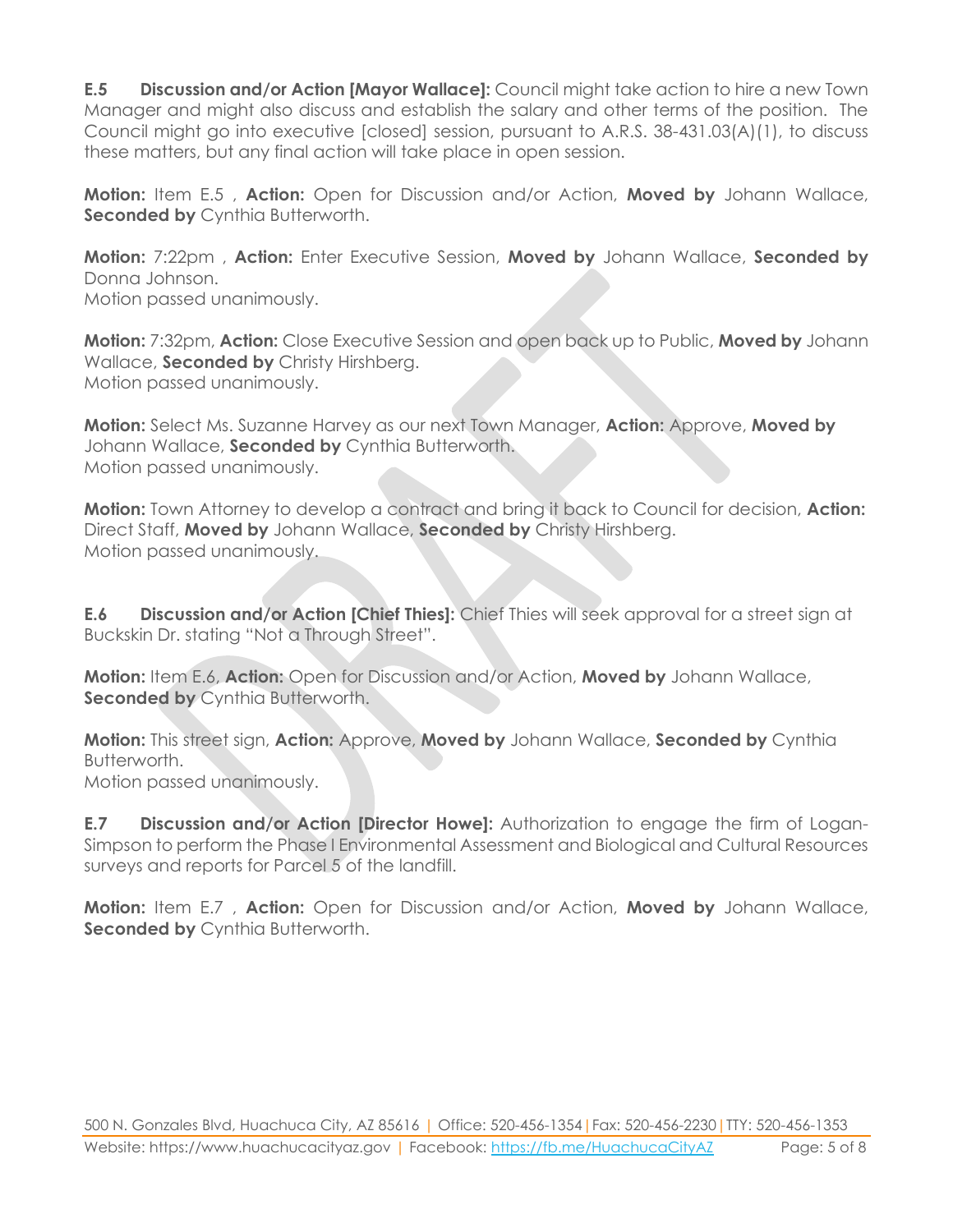**E.5 Discussion and/or Action [Mayor Wallace]:** Council might take action to hire a new Town Manager and might also discuss and establish the salary and other terms of the position. The Council might go into executive [closed] session, pursuant to A.R.S. 38-431.03(A)(1), to discuss these matters, but any final action will take place in open session.

**Motion:** Item E.5 , **Action:** Open for Discussion and/or Action, **Moved by** Johann Wallace, **Seconded by** Cynthia Butterworth.

**Motion:** 7:22pm , **Action:** Enter Executive Session, **Moved by** Johann Wallace, **Seconded by** Donna Johnson.
Motion passed unanimously.

**Motion:** 7:32pm, **Action:** Close Executive Session and open back up to Public, **Moved by** Johann Wallace, **Seconded by** Christy Hirshberg.
Motion passed unanimously.

**Motion:** Select Ms. Suzanne Harvey as our next Town Manager, **Action:** Approve, **Moved by** Johann Wallace, **Seconded by** Cynthia Butterworth.
Motion passed unanimously.

**Motion:** Town Attorney to develop a contract and bring it back to Council for decision, **Action:** Direct Staff, **Moved by** Johann Wallace, **Seconded by** Christy Hirshberg.
Motion passed unanimously.

**E.6 Discussion and/or Action [Chief Thies]:** Chief Thies will seek approval for a street sign at Buckskin Dr. stating "Not a Through Street".

**Motion:** Item E.6, **Action:** Open for Discussion and/or Action, **Moved by** Johann Wallace, **Seconded by** Cynthia Butterworth.

**Motion:** This street sign, **Action:** Approve, **Moved by** Johann Wallace, **Seconded by** Cynthia Butterworth.
Motion passed unanimously.

**E.7 Discussion and/or Action [Director Howe]:** Authorization to engage the firm of Logan-Simpson to perform the Phase I Environmental Assessment and Biological and Cultural Resources surveys and reports for Parcel 5 of the landfill.

**Motion:** Item E.7 , **Action:** Open for Discussion and/or Action, **Moved by** Johann Wallace, **Seconded by** Cynthia Butterworth.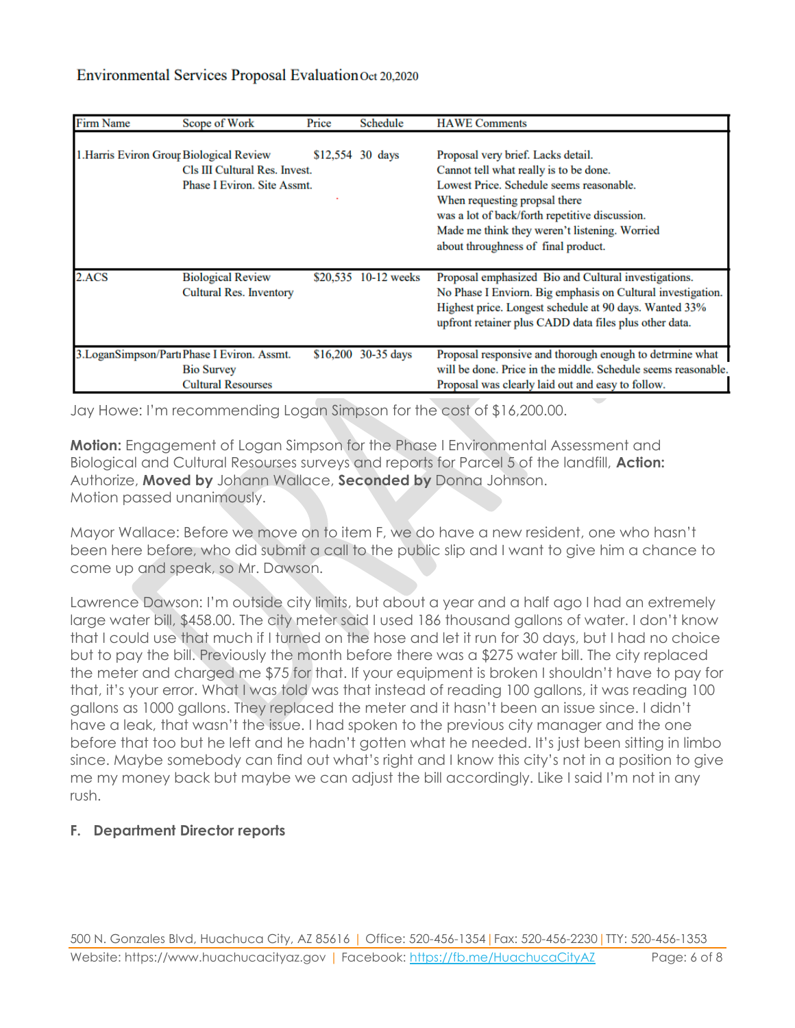Environmental Services Proposal Evaluation Oct 20,2020

| Firm Name | Scope of Work | Price | Schedule | HAWE Comments |
|---|---|---|---|---|
| 1.Harris Eviron Group | Biological Review<br>Cls III Cultural Res. Invest.<br>Phase I Eviron. Site Assmt. | $12,554 | 30 days | Proposal very brief. Lacks detail.<br>Cannot tell what really is to be done.<br>Lowest Price. Schedule seems reasonable.<br>When requesting propsal there was a lot of back/forth repetitive discussion.<br>Made me think they weren't listening. Worried about throughness of final product. |
| 2.ACS | Biological Review<br>Cultural Res. Inventory | $20,535 | 10-12 weeks | Proposal emphasized Bio and Cultural investigations.<br>No Phase I Eviorn. Big emphasis on Cultural investigation.<br>Highest price. Longest schedule at 90 days. Wanted 33% upfront retainer plus CADD data files plus other data. |
| 3.LoganSimpson/Part | Phase I Eviron. Assmt.<br>Bio Survey<br>Cultural Resourses | $16,200 | 30-35 days | Proposal responsive and thorough enough to detrmine what will be done. Price in the middle. Schedule seems reasonable.<br>Proposal was clearly laid out and easy to follow. |

Jay Howe: I'm recommending Logan Simpson for the cost of $16,200.00.

**Motion:** Engagement of Logan Simpson for the Phase I Environmental Assessment and Biological and Cultural Resourses surveys and reports for Parcel 5 of the landfill, **Action:** Authorize, **Moved by** Johann Wallace, **Seconded by** Donna Johnson.
Motion passed unanimously.

Mayor Wallace: Before we move on to item F, we do have a new resident, one who hasn't been here before, who did submit a call to the public slip and I want to give him a chance to come up and speak, so Mr. Dawson.

Lawrence Dawson: I'm outside city limits, but about a year and a half ago I had an extremely large water bill, $458.00. The city meter said I used 186 thousand gallons of water. I don't know that I could use that much if I turned on the hose and let it run for 30 days, but I had no choice but to pay the bill. Previously the month before there was a $275 water bill. The city replaced the meter and charged me $75 for that. If your equipment is broken I shouldn't have to pay for that, it's your error. What I was told was that instead of reading 100 gallons, it was reading 100 gallons as 1000 gallons. They replaced the meter and it hasn't been an issue since. I didn't have a leak, that wasn't the issue. I had spoken to the previous city manager and the one before that too but he left and he hadn't gotten what he needed. It's just been sitting in limbo since. Maybe somebody can find out what's right and I know this city's not in a position to give me my money back but maybe we can adjust the bill accordingly. Like I said I'm not in any rush.

### F. Department Director reports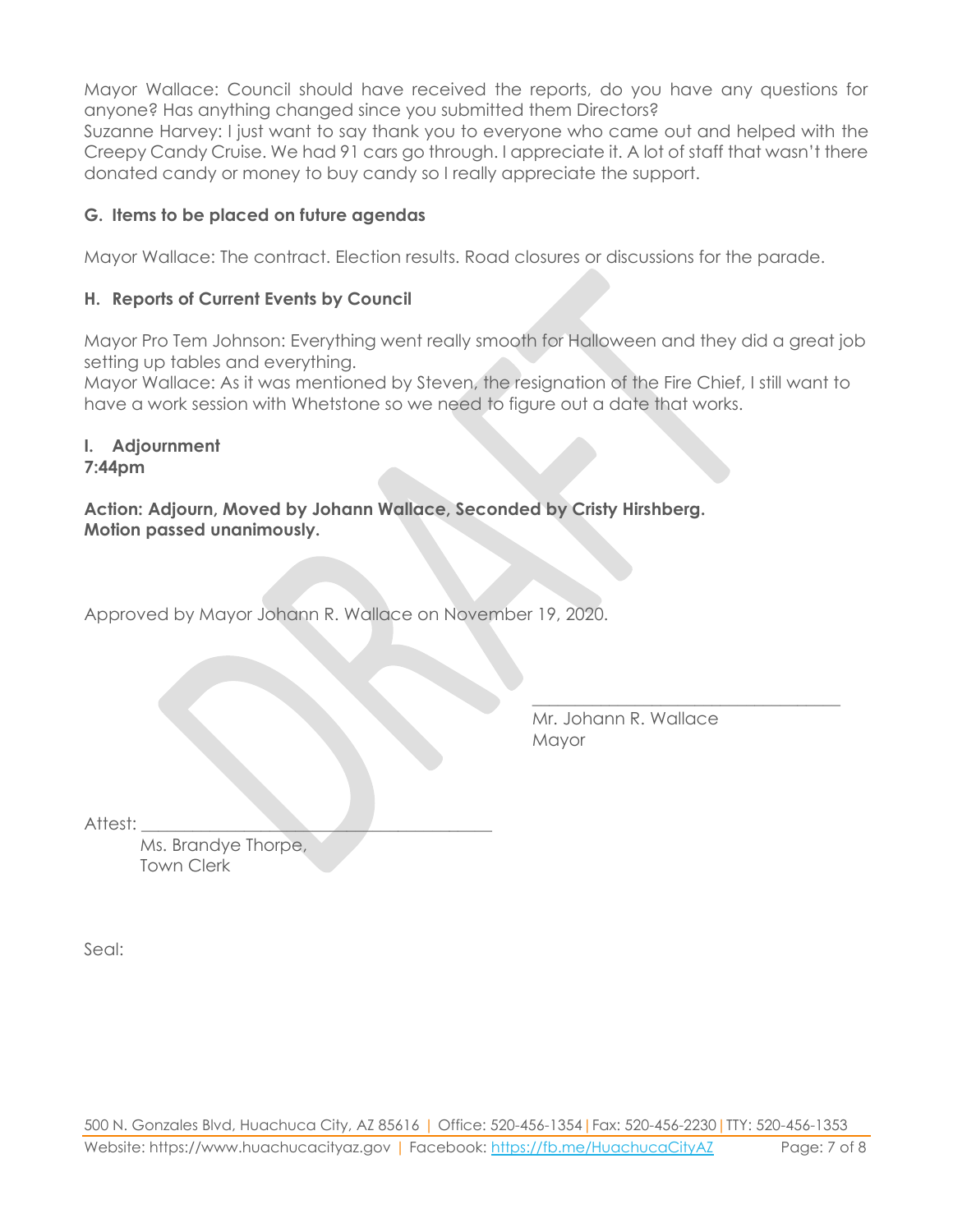Mayor Wallace: Council should have received the reports, do you have any questions for anyone? Has anything changed since you submitted them Directors?
Suzanne Harvey: I just want to say thank you to everyone who came out and helped with the Creepy Candy Cruise. We had 91 cars go through. I appreciate it. A lot of staff that wasn't there donated candy or money to buy candy so I really appreciate the support.

### G. Items to be placed on future agendas

Mayor Wallace: The contract. Election results. Road closures or discussions for the parade.

### H. Reports of Current Events by Council

Mayor Pro Tem Johnson: Everything went really smooth for Halloween and they did a great job setting up tables and everything.
Mayor Wallace: As it was mentioned by Steven, the resignation of the Fire Chief, I still want to have a work session with Whetstone so we need to figure out a date that works.

### I. Adjournment
**7:44pm**

**Action: Adjourn, Moved by Johann Wallace, Seconded by Cristy Hirshberg.**
**Motion passed unanimously.**

Approved by Mayor Johann R. Wallace on November 19, 2020.

\_\_\_\_\_\_\_\_\_\_\_\_\_\_\_\_\_\_\_\_\_\_\_\_\_\_\_\_\_\_\_\_\_\_\_\_
Mr. Johann R. Wallace
Mayor

Attest: \_\_\_\_\_\_\_\_\_\_\_\_\_\_\_\_\_\_\_\_\_\_\_\_\_\_\_\_\_\_\_\_\_\_\_\_\_\_\_\_
Ms. Brandye Thorpe,
Town Clerk

Seal: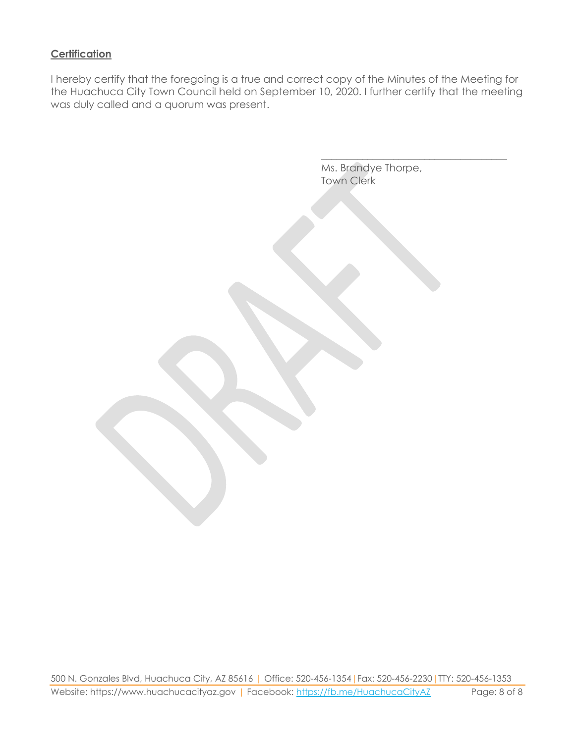**Certification**

I hereby certify that the foregoing is a true and correct copy of the Minutes of the Meeting for the Huachuca City Town Council held on September 10, 2020. I further certify that the meeting was duly called and a quorum was present.

\_\_\_\_\_\_\_\_\_\_\_\_\_\_\_\_\_\_\_\_\_\_\_\_\_\_\_\_\_\_\_\_\_\_\_\_

Ms. Brandye Thorpe,
Town Clerk